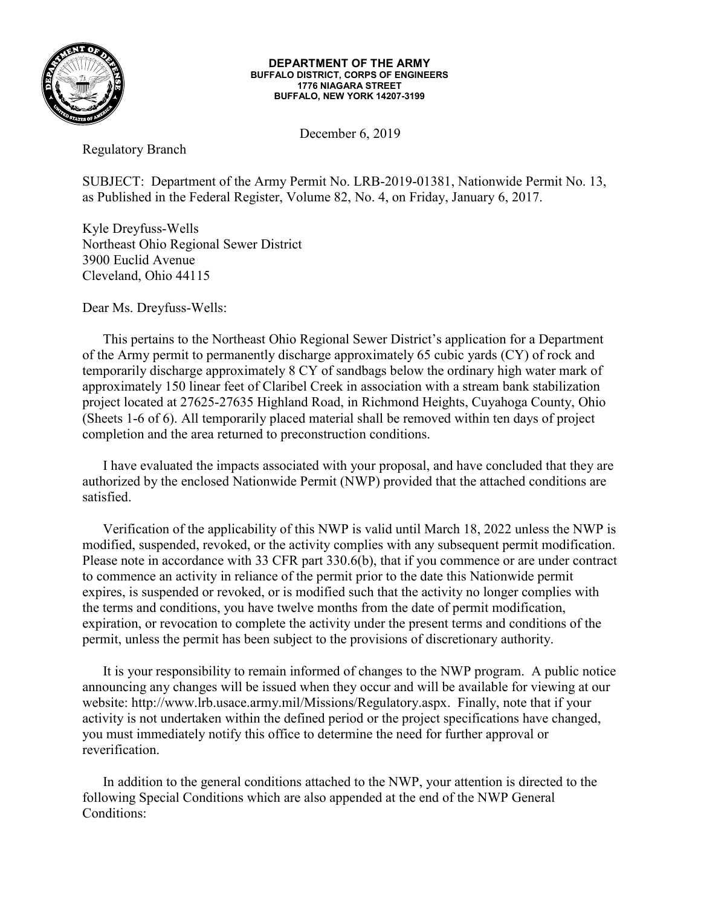**DEPARTMENT OF THE ARMY**
**BUFFALO DISTRICT, CORPS OF ENGINEERS**
**1776 NIAGARA STREET**
**BUFFALO, NEW YORK 14207-3199**

December 6, 2019

Regulatory Branch

SUBJECT: Department of the Army Permit No. LRB-2019-01381, Nationwide Permit No. 13, as Published in the Federal Register, Volume 82, No. 4, on Friday, January 6, 2017.

Kyle Dreyfuss-Wells
Northeast Ohio Regional Sewer District
3900 Euclid Avenue
Cleveland, Ohio 44115

Dear Ms. Dreyfuss-Wells:

This pertains to the Northeast Ohio Regional Sewer District's application for a Department of the Army permit to permanently discharge approximately 65 cubic yards (CY) of rock and temporarily discharge approximately 8 CY of sandbags below the ordinary high water mark of approximately 150 linear feet of Claribel Creek in association with a stream bank stabilization project located at 27625-27635 Highland Road, in Richmond Heights, Cuyahoga County, Ohio (Sheets 1-6 of 6). All temporarily placed material shall be removed within ten days of project completion and the area returned to preconstruction conditions.

I have evaluated the impacts associated with your proposal, and have concluded that they are authorized by the enclosed Nationwide Permit (NWP) provided that the attached conditions are satisfied.

Verification of the applicability of this NWP is valid until March 18, 2022 unless the NWP is modified, suspended, revoked, or the activity complies with any subsequent permit modification. Please note in accordance with 33 CFR part 330.6(b), that if you commence or are under contract to commence an activity in reliance of the permit prior to the date this Nationwide permit expires, is suspended or revoked, or is modified such that the activity no longer complies with the terms and conditions, you have twelve months from the date of permit modification, expiration, or revocation to complete the activity under the present terms and conditions of the permit, unless the permit has been subject to the provisions of discretionary authority.

It is your responsibility to remain informed of changes to the NWP program. A public notice announcing any changes will be issued when they occur and will be available for viewing at our website: http://www.lrb.usace.army.mil/Missions/Regulatory.aspx. Finally, note that if your activity is not undertaken within the defined period or the project specifications have changed, you must immediately notify this office to determine the need for further approval or reverification.

In addition to the general conditions attached to the NWP, your attention is directed to the following Special Conditions which are also appended at the end of the NWP General Conditions: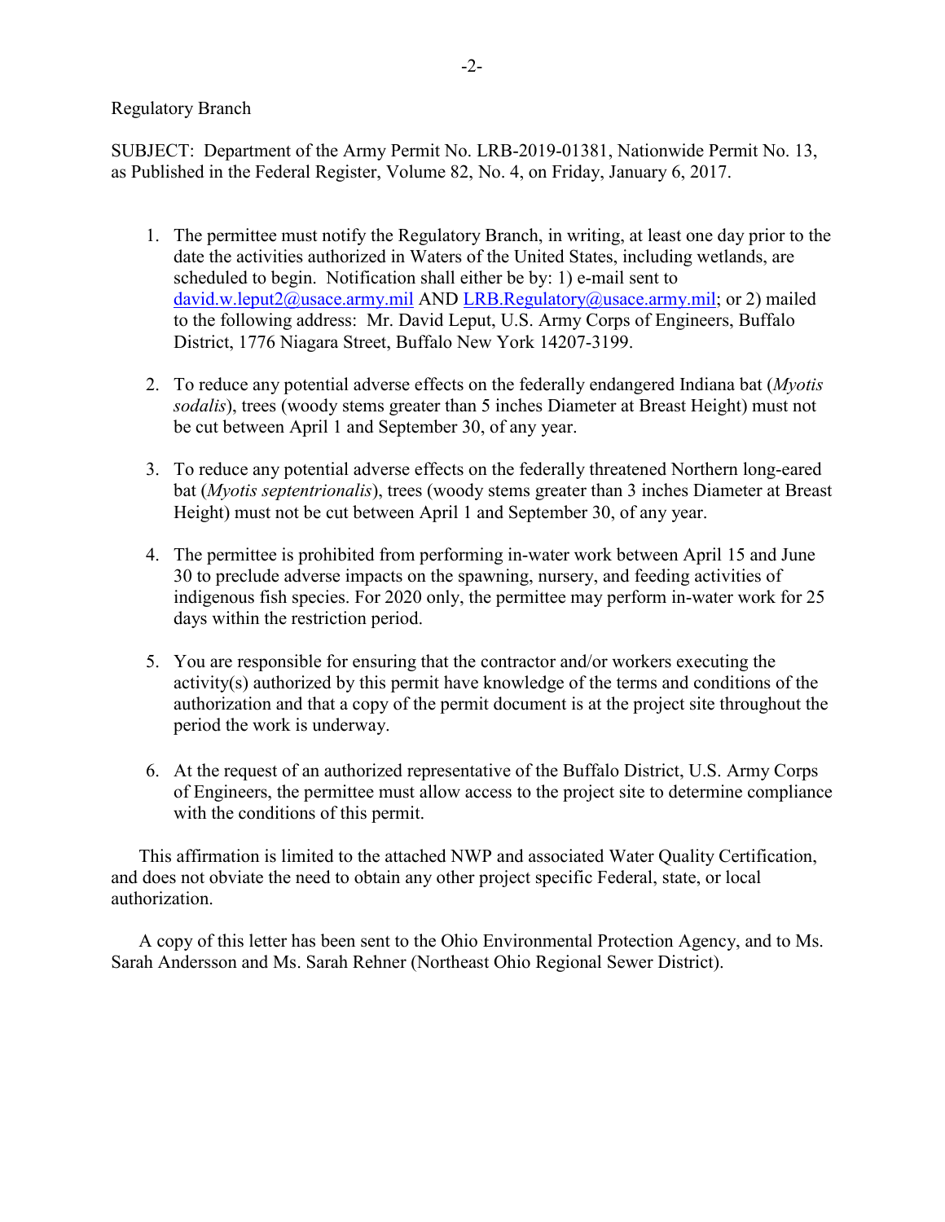Regulatory Branch

SUBJECT: Department of the Army Permit No. LRB-2019-01381, Nationwide Permit No. 13, as Published in the Federal Register, Volume 82, No. 4, on Friday, January 6, 2017.

1. The permittee must notify the Regulatory Branch, in writing, at least one day prior to the date the activities authorized in Waters of the United States, including wetlands, are scheduled to begin. Notification shall either be by: 1) e-mail sent to david.w.leput2@usace.army.mil AND LRB.Regulatory@usace.army.mil; or 2) mailed to the following address: Mr. David Leput, U.S. Army Corps of Engineers, Buffalo District, 1776 Niagara Street, Buffalo New York 14207-3199.

2. To reduce any potential adverse effects on the federally endangered Indiana bat (*Myotis sodalis*), trees (woody stems greater than 5 inches Diameter at Breast Height) must not be cut between April 1 and September 30, of any year.

3. To reduce any potential adverse effects on the federally threatened Northern long-eared bat (*Myotis septentrionalis*), trees (woody stems greater than 3 inches Diameter at Breast Height) must not be cut between April 1 and September 30, of any year.

4. The permittee is prohibited from performing in-water work between April 15 and June 30 to preclude adverse impacts on the spawning, nursery, and feeding activities of indigenous fish species. For 2020 only, the permittee may perform in-water work for 25 days within the restriction period.

5. You are responsible for ensuring that the contractor and/or workers executing the activity(s) authorized by this permit have knowledge of the terms and conditions of the authorization and that a copy of the permit document is at the project site throughout the period the work is underway.

6. At the request of an authorized representative of the Buffalo District, U.S. Army Corps of Engineers, the permittee must allow access to the project site to determine compliance with the conditions of this permit.

This affirmation is limited to the attached NWP and associated Water Quality Certification, and does not obviate the need to obtain any other project specific Federal, state, or local authorization.

A copy of this letter has been sent to the Ohio Environmental Protection Agency, and to Ms. Sarah Andersson and Ms. Sarah Rehner (Northeast Ohio Regional Sewer District).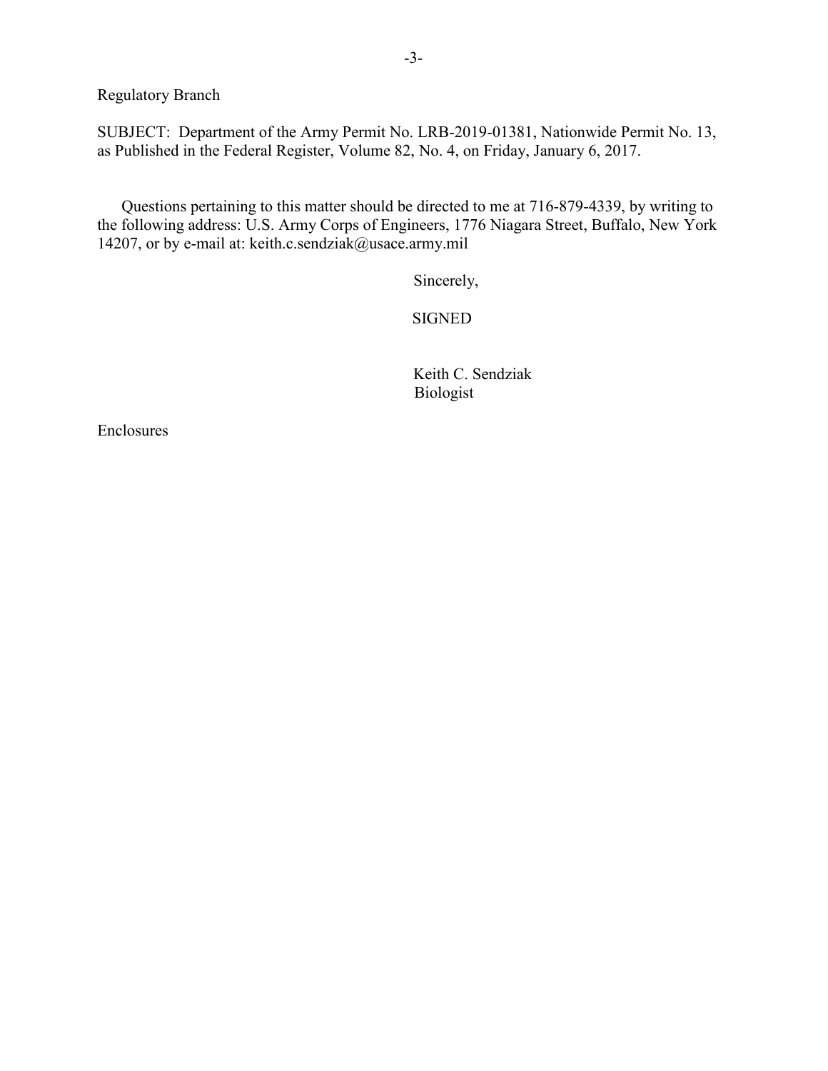Regulatory Branch

SUBJECT: Department of the Army Permit No. LRB-2019-01381, Nationwide Permit No. 13, as Published in the Federal Register, Volume 82, No. 4, on Friday, January 6, 2017.

Questions pertaining to this matter should be directed to me at 716-879-4339, by writing to the following address: U.S. Army Corps of Engineers, 1776 Niagara Street, Buffalo, New York 14207, or by e-mail at: keith.c.sendziak@usace.army.mil

Sincerely,

SIGNED

Keith C. Sendziak
Biologist

Enclosures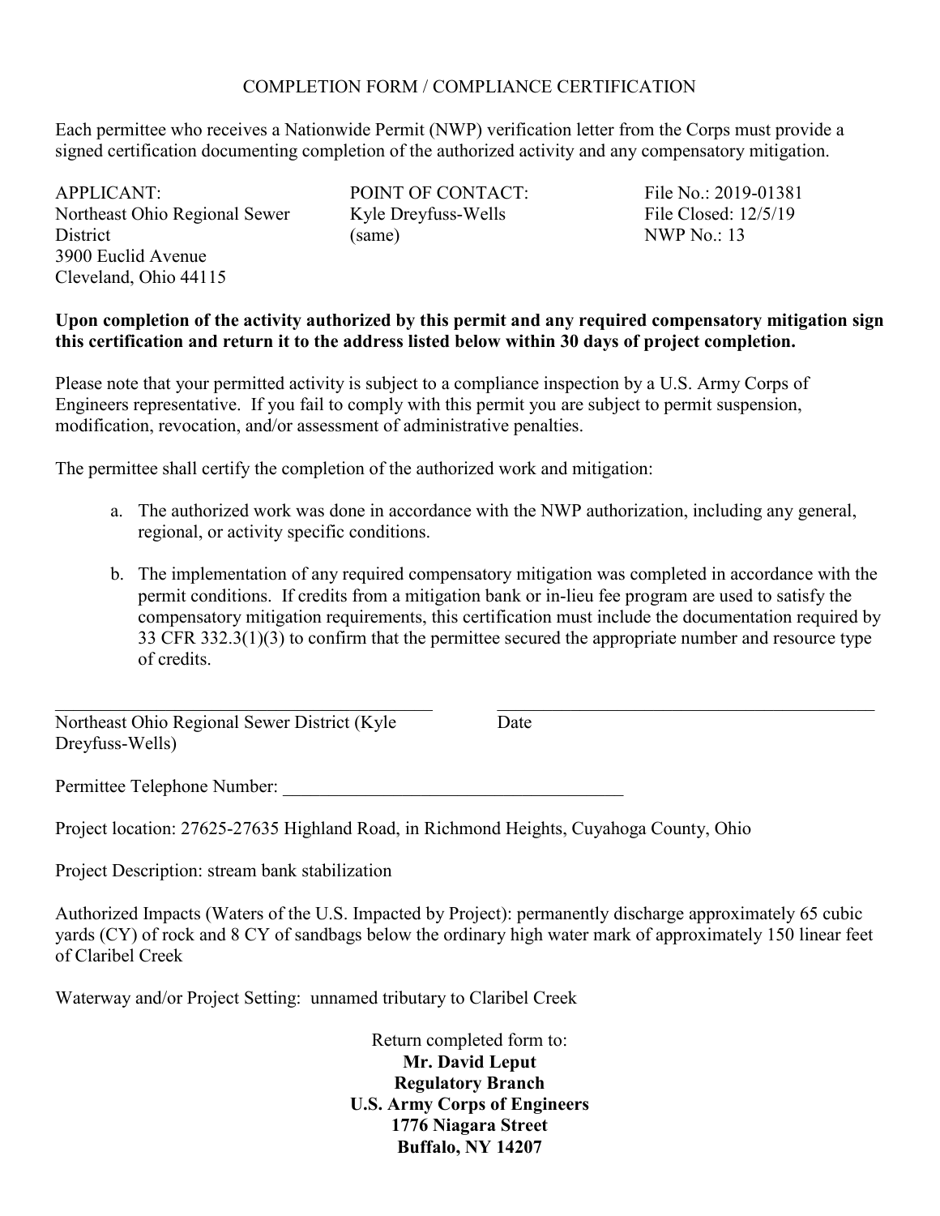# COMPLETION FORM / COMPLIANCE CERTIFICATION

Each permittee who receives a Nationwide Permit (NWP) verification letter from the Corps must provide a signed certification documenting completion of the authorized activity and any compensatory mitigation.

APPLICANT:
Northeast Ohio Regional Sewer District
3900 Euclid Avenue
Cleveland, Ohio 44115

POINT OF CONTACT:
Kyle Dreyfuss-Wells
(same)

File No.: 2019-01381
File Closed: 12/5/19
NWP No.: 13

**Upon completion of the activity authorized by this permit and any required compensatory mitigation sign this certification and return it to the address listed below within 30 days of project completion.**

Please note that your permitted activity is subject to a compliance inspection by a U.S. Army Corps of Engineers representative. If you fail to comply with this permit you are subject to permit suspension, modification, revocation, and/or assessment of administrative penalties.

The permittee shall certify the completion of the authorized work and mitigation:

a. The authorized work was done in accordance with the NWP authorization, including any general, regional, or activity specific conditions.

b. The implementation of any required compensatory mitigation was completed in accordance with the permit conditions. If credits from a mitigation bank or in-lieu fee program are used to satisfy the compensatory mitigation requirements, this certification must include the documentation required by 33 CFR 332.3(1)(3) to confirm that the permittee secured the appropriate number and resource type of credits.

_____________________________________________ _____________________________________________

Northeast Ohio Regional Sewer District (Kyle Dreyfuss-Wells) Date

Permittee Telephone Number: ______________________________________

Project location: 27625-27635 Highland Road, in Richmond Heights, Cuyahoga County, Ohio

Project Description: stream bank stabilization

Authorized Impacts (Waters of the U.S. Impacted by Project): permanently discharge approximately 65 cubic yards (CY) of rock and 8 CY of sandbags below the ordinary high water mark of approximately 150 linear feet of Claribel Creek

Waterway and/or Project Setting: unnamed tributary to Claribel Creek

Return completed form to:
**Mr. David Leput**
**Regulatory Branch**
**U.S. Army Corps of Engineers**
**1776 Niagara Street**
**Buffalo, NY 14207**